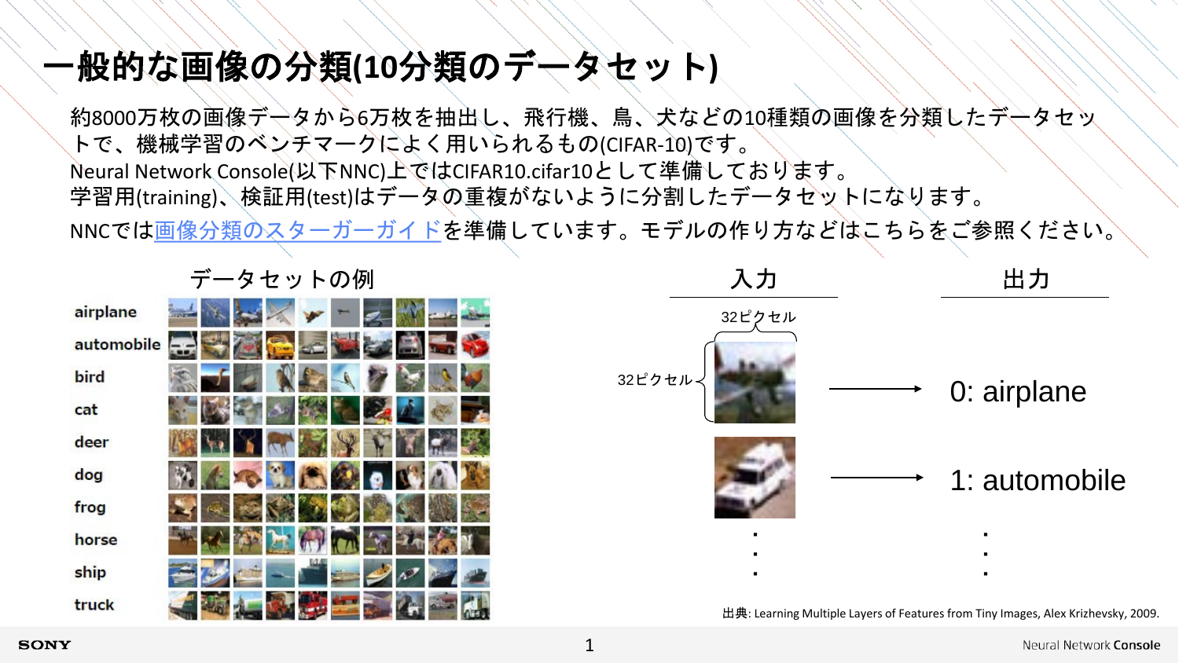# 一般的な画像の分類(10分類のデータセット)

約8000万枚の画像データから6万枚を抽出し、飛行機、鳥、犬などの10種類の画像を分類したデータセットで、機械学習のベンチマークによく用いられるもの(CIFAR-10)です。
Neural Network Console(以下NNC)上ではCIFAR10.cifar10として準備しております。
学習用(training)、検証用(test)はデータの重複がないように分割したデータセットになります。
NNCでは画像分類のスターガーガイドを準備しています。モデルの作り方などはこちらをご参照ください。

データセットの例

airplane
automobile
bird
cat
deer
dog
frog
horse
ship
truck

| 入力 | 出力 |
| --- | --- |
| 32ピクセル × 32ピクセル | 0: airplane |
| | 1: automobile |
| ・<br>・<br>・ | ・<br>・<br>・ |

出典: Learning Multiple Layers of Features from Tiny Images, Alex Krizhevsky, 2009.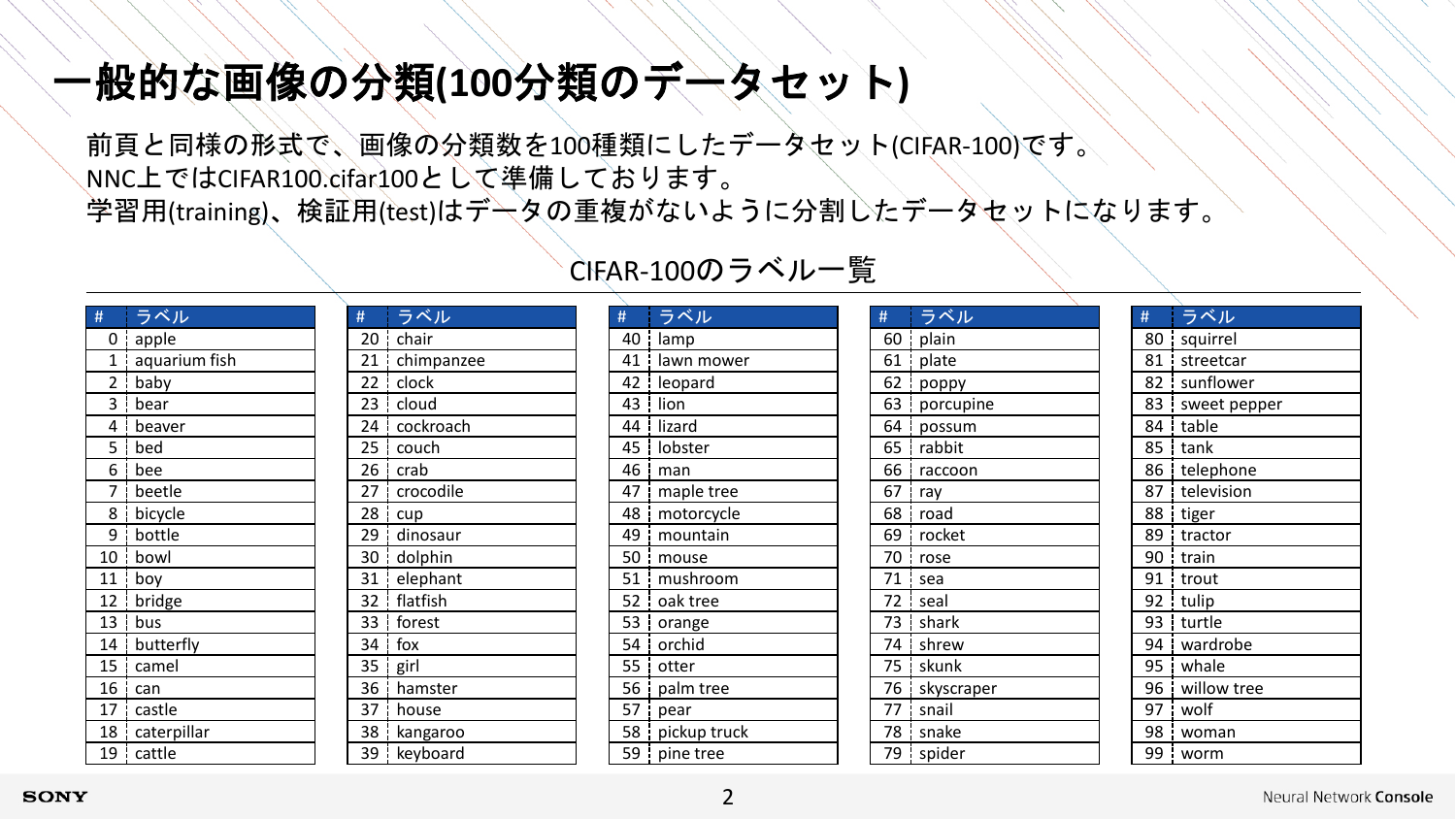# 一般的な画像の分類(100分類のデータセット)

前頁と同様の形式で、画像の分類数を100種類にしたデータセット(CIFAR-100)です。
NNC上ではCIFAR100.cifar100として準備しております。
学習用(training)、検証用(test)はデータの重複がないように分割したデータセットになります。

## CIFAR-100のラベル一覧

| # | ラベル | # | ラベル | # | ラベル | # | ラベル | # | ラベル |
|---|---|---|---|---|---|---|---|---|---|
| 0 | apple | 20 | chair | 40 | lamp | 60 | plain | 80 | squirrel |
| 1 | aquarium fish | 21 | chimpanzee | 41 | lawn mower | 61 | plate | 81 | streetcar |
| 2 | baby | 22 | clock | 42 | leopard | 62 | poppy | 82 | sunflower |
| 3 | bear | 23 | cloud | 43 | lion | 63 | porcupine | 83 | sweet pepper |
| 4 | beaver | 24 | cockroach | 44 | lizard | 64 | possum | 84 | table |
| 5 | bed | 25 | couch | 45 | lobster | 65 | rabbit | 85 | tank |
| 6 | bee | 26 | crab | 46 | man | 66 | raccoon | 86 | telephone |
| 7 | beetle | 27 | crocodile | 47 | maple tree | 67 | ray | 87 | television |
| 8 | bicycle | 28 | cup | 48 | motorcycle | 68 | road | 88 | tiger |
| 9 | bottle | 29 | dinosaur | 49 | mountain | 69 | rocket | 89 | tractor |
| 10 | bowl | 30 | dolphin | 50 | mouse | 70 | rose | 90 | train |
| 11 | boy | 31 | elephant | 51 | mushroom | 71 | sea | 91 | trout |
| 12 | bridge | 32 | flatfish | 52 | oak tree | 72 | seal | 92 | tulip |
| 13 | bus | 33 | forest | 53 | orange | 73 | shark | 93 | turtle |
| 14 | butterfly | 34 | fox | 54 | orchid | 74 | shrew | 94 | wardrobe |
| 15 | camel | 35 | girl | 55 | otter | 75 | skunk | 95 | whale |
| 16 | can | 36 | hamster | 56 | palm tree | 76 | skyscraper | 96 | willow tree |
| 17 | castle | 37 | house | 57 | pear | 77 | snail | 97 | wolf |
| 18 | caterpillar | 38 | kangaroo | 58 | pickup truck | 78 | snake | 98 | woman |
| 19 | cattle | 39 | keyboard | 59 | pine tree | 79 | spider | 99 | worm |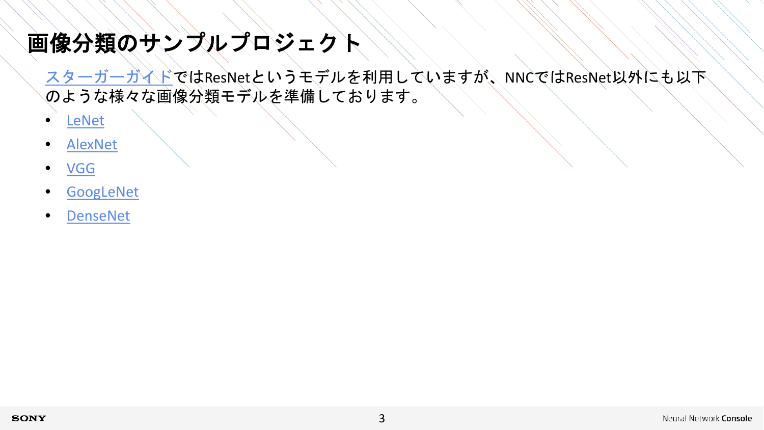# 画像分類のサンプルプロジェクト

スターガーガイドではResNetというモデルを利用していますが、NNCではResNet以外にも以下のような様々な画像分類モデルを準備しております。

- LeNet
- AlexNet
- VGG
- GoogLeNet
- DenseNet